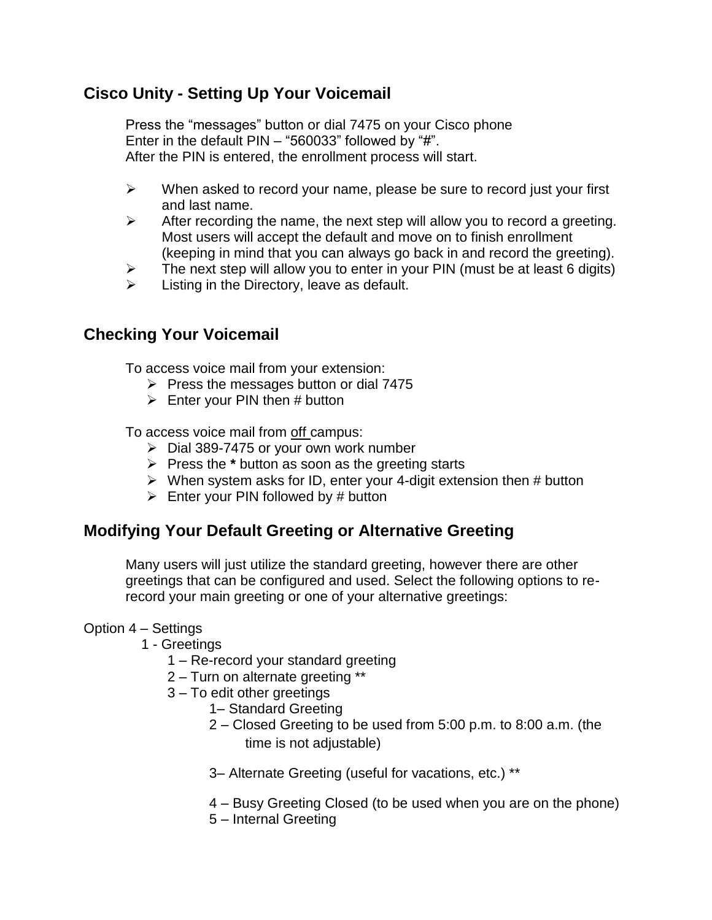## Cisco Unity - Setting Up Your Voicemail

Press the "messages" button or dial 7475 on your Cisco phone
Enter in the default PIN – "560033" followed by "#".
After the PIN is entered, the enrollment process will start.

- When asked to record your name, please be sure to record just your first and last name.
- After recording the name, the next step will allow you to record a greeting. Most users will accept the default and move on to finish enrollment (keeping in mind that you can always go back in and record the greeting).
- The next step will allow you to enter in your PIN (must be at least 6 digits)
- Listing in the Directory, leave as default.

## Checking Your Voicemail

To access voice mail from your extension:

- Press the messages button or dial 7475
- Enter your PIN then # button

To access voice mail from <u>off</u> campus:

- Dial 389-7475 or your own work number
- Press the **\*** button as soon as the greeting starts
- When system asks for ID, enter your 4-digit extension then # button
- Enter your PIN followed by # button

## Modifying Your Default Greeting or Alternative Greeting

Many users will just utilize the standard greeting, however there are other greetings that can be configured and used. Select the following options to re-record your main greeting or one of your alternative greetings:

Option 4 – Settings
- 1 - Greetings
  - 1 – Re-record your standard greeting
  - 2 – Turn on alternate greeting **
  - 3 – To edit other greetings
    - 1– Standard Greeting
    - 2 – Closed Greeting to be used from 5:00 p.m. to 8:00 a.m. (the time is not adjustable)
    - 3– Alternate Greeting (useful for vacations, etc.) **
    - 4 – Busy Greeting Closed (to be used when you are on the phone)
    - 5 – Internal Greeting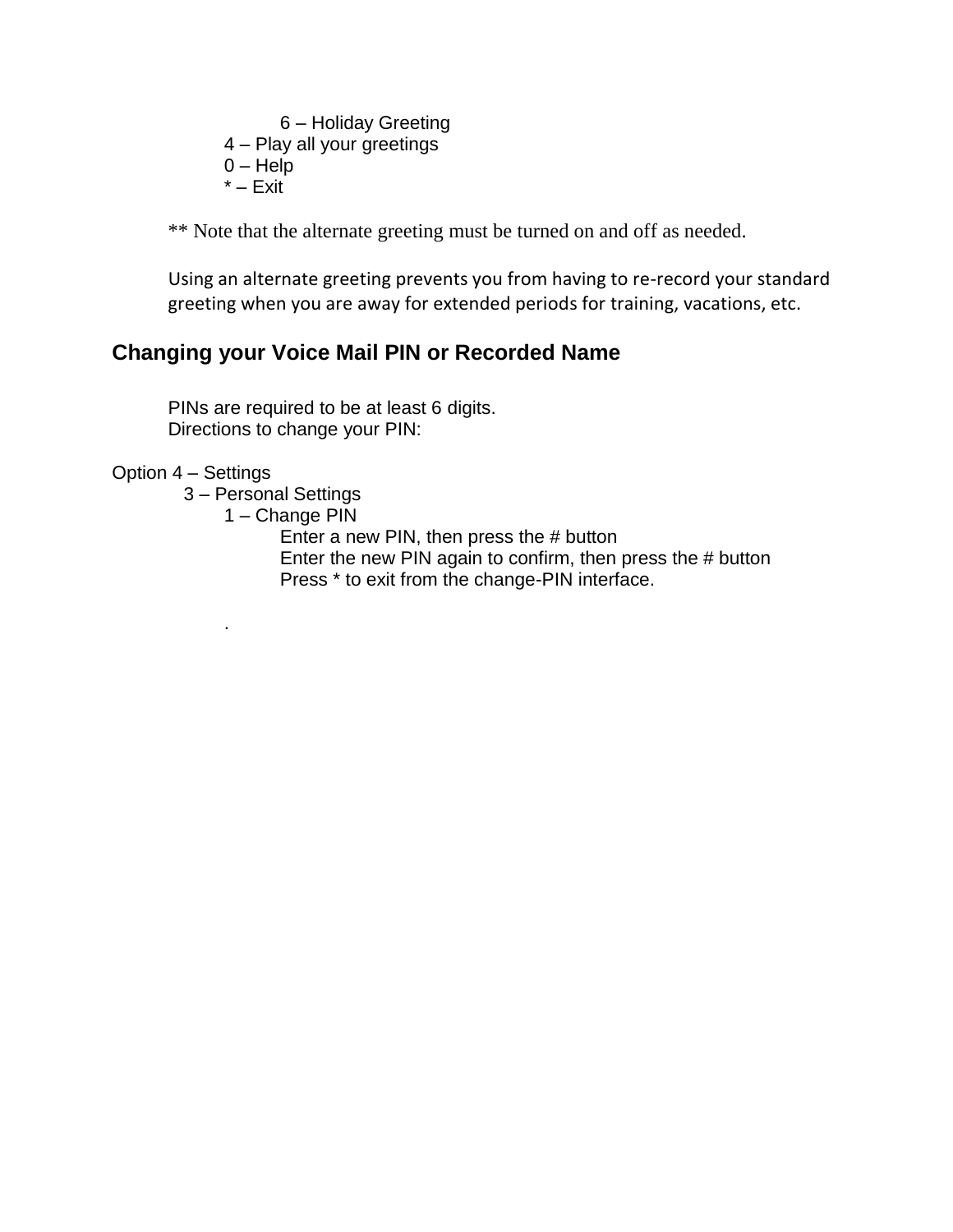6 – Holiday Greeting

4 – Play all your greetings

0 – Help

* – Exit

** Note that the alternate greeting must be turned on and off as needed.

Using an alternate greeting prevents you from having to re-record your standard greeting when you are away for extended periods for training, vacations, etc.

## Changing your Voice Mail PIN or Recorded Name

PINs are required to be at least 6 digits.
Directions to change your PIN:

Option 4 – Settings

- 3 – Personal Settings
  - 1 – Change PIN
    - Enter a new PIN, then press the # button
    - Enter the new PIN again to confirm, then press the # button
    - Press * to exit from the change-PIN interface.

.